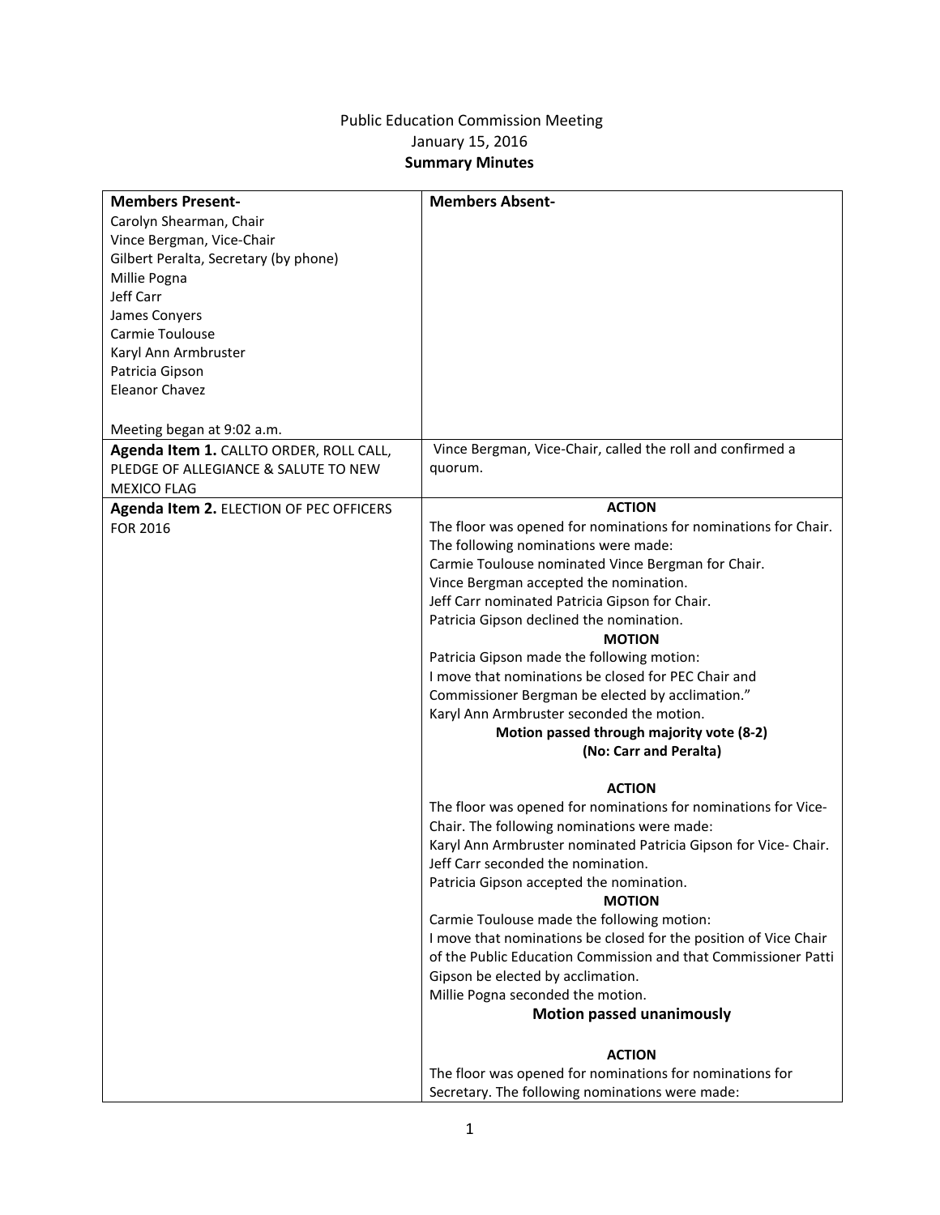Public Education Commission Meeting
January 15, 2016
**Summary Minutes**

| **Members Present-** | **Members Absent-** |
| --- | --- |
| Carolyn Shearman, Chair<br>Vince Bergman, Vice-Chair<br>Gilbert Peralta, Secretary (by phone)<br>Millie Pogna<br>Jeff Carr<br>James Conyers<br>Carmie Toulouse<br>Karyl Ann Armbruster<br>Patricia Gipson<br>Eleanor Chavez<br><br>Meeting began at 9:02 a.m. | |
| **Agenda Item 1.** CALLTO ORDER, ROLL CALL, PLEDGE OF ALLEGIANCE & SALUTE TO NEW MEXICO FLAG | Vince Bergman, Vice-Chair, called the roll and confirmed a quorum. |
| **Agenda Item 2.** ELECTION OF PEC OFFICERS FOR 2016 | **ACTION**<br>The floor was opened for nominations for nominations for Chair. The following nominations were made:<br>Carmie Toulouse nominated Vince Bergman for Chair.<br>Vince Bergman accepted the nomination.<br>Jeff Carr nominated Patricia Gipson for Chair.<br>Patricia Gipson declined the nomination.<br>**MOTION**<br>Patricia Gipson made the following motion:<br>I move that nominations be closed for PEC Chair and Commissioner Bergman be elected by acclimation."<br>Karyl Ann Armbruster seconded the motion.<br>**Motion passed through majority vote (8-2)**<br>**(No: Carr and Peralta)**<br><br>**ACTION**<br>The floor was opened for nominations for nominations for Vice-Chair. The following nominations were made:<br>Karyl Ann Armbruster nominated Patricia Gipson for Vice- Chair.<br>Jeff Carr seconded the nomination.<br>Patricia Gipson accepted the nomination.<br>**MOTION**<br>Carmie Toulouse made the following motion:<br>I move that nominations be closed for the position of Vice Chair of the Public Education Commission and that Commissioner Patti Gipson be elected by acclimation.<br>Millie Pogna seconded the motion.<br>**Motion passed unanimously**<br><br>**ACTION**<br>The floor was opened for nominations for nominations for Secretary. The following nominations were made: |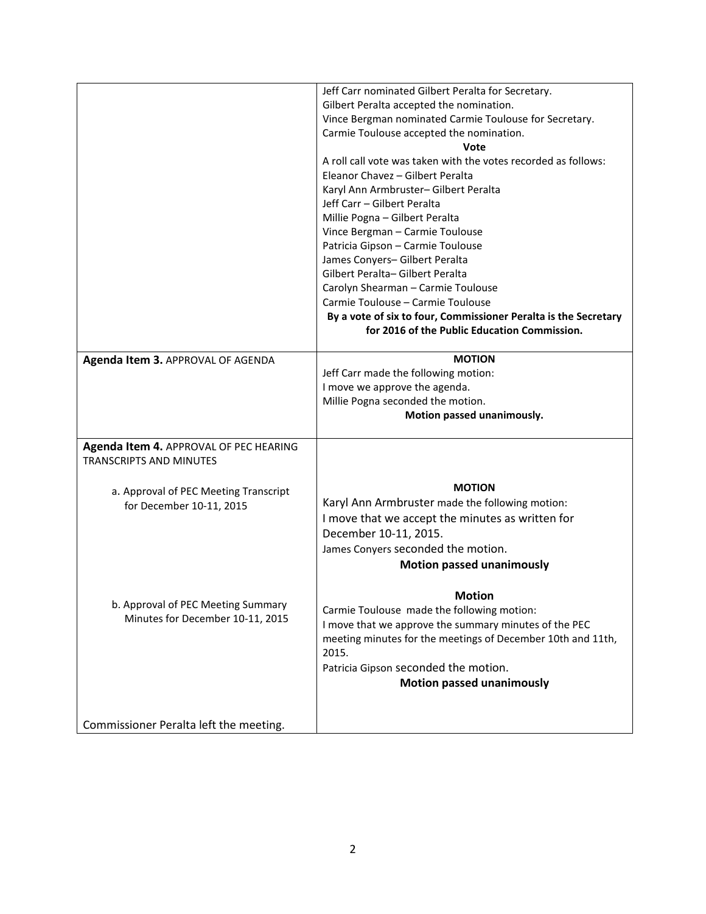| | |
|---|---|
| | Jeff Carr nominated Gilbert Peralta for Secretary.<br>Gilbert Peralta accepted the nomination.<br>Vince Bergman nominated Carmie Toulouse for Secretary.<br>Carmie Toulouse accepted the nomination.<br>**Vote**<br>A roll call vote was taken with the votes recorded as follows:<br>Eleanor Chavez – Gilbert Peralta<br>Karyl Ann Armbruster– Gilbert Peralta<br>Jeff Carr – Gilbert Peralta<br>Millie Pogna – Gilbert Peralta<br>Vince Bergman – Carmie Toulouse<br>Patricia Gipson – Carmie Toulouse<br>James Conyers– Gilbert Peralta<br>Gilbert Peralta– Gilbert Peralta<br>Carolyn Shearman – Carmie Toulouse<br>Carmie Toulouse – Carmie Toulouse<br>**By a vote of six to four, Commissioner Peralta is the Secretary for 2016 of the Public Education Commission.** |
| **Agenda Item 3.** APPROVAL OF AGENDA | **MOTION**<br>Jeff Carr made the following motion:<br>I move we approve the agenda.<br>Millie Pogna seconded the motion.<br>**Motion passed unanimously.** |
| **Agenda Item 4.** APPROVAL OF PEC HEARING TRANSCRIPTS AND MINUTES | |
| a. Approval of PEC Meeting Transcript for December 10-11, 2015 | **MOTION**<br>Karyl Ann Armbruster made the following motion:<br>I move that we accept the minutes as written for December 10-11, 2015.<br>James Conyers seconded the motion.<br>**Motion passed unanimously** |
| b. Approval of PEC Meeting Summary Minutes for December 10-11, 2015<br><br>Commissioner Peralta left the meeting. | **Motion**<br>Carmie Toulouse made the following motion:<br>I move that we approve the summary minutes of the PEC meeting minutes for the meetings of December 10th and 11th, 2015.<br>Patricia Gipson seconded the motion.<br>**Motion passed unanimously** |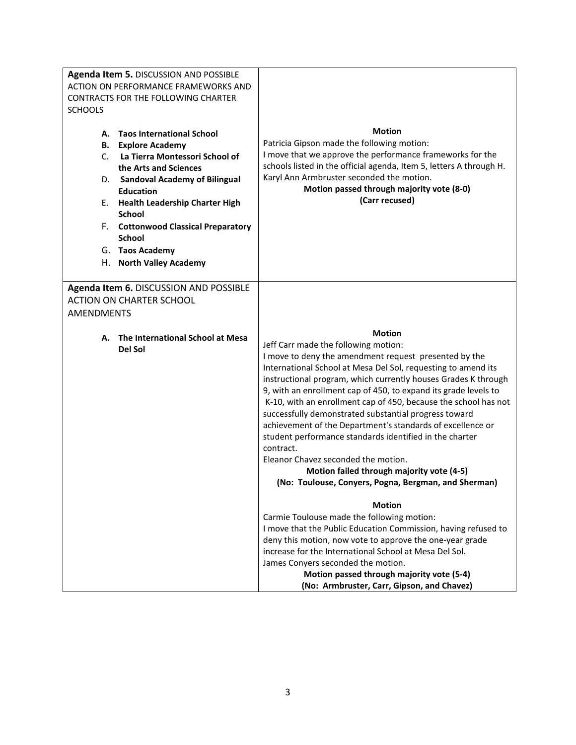| | |
|---|---|
| **Agenda Item 5.** DISCUSSION AND POSSIBLE ACTION ON PERFORMANCE FRAMEWORKS AND CONTRACTS FOR THE FOLLOWING CHARTER SCHOOLS<br><br>A. **Taos International School**<br>B. **Explore Academy**<br>C. **La Tierra Montessori School of the Arts and Sciences**<br>D. **Sandoval Academy of Bilingual Education**<br>E. **Health Leadership Charter High School**<br>F. **Cottonwood Classical Preparatory School**<br>G. **Taos Academy**<br>H. **North Valley Academy** | **Motion**<br>Patricia Gipson made the following motion:<br>I move that we approve the performance frameworks for the schools listed in the official agenda, Item 5, letters A through H.<br>Karyl Ann Armbruster seconded the motion.<br>**Motion passed through majority vote (8-0)**<br>**(Carr recused)** |
| **Agenda Item 6.** DISCUSSION AND POSSIBLE ACTION ON CHARTER SCHOOL AMENDMENTS<br><br>A. **The International School at Mesa Del Sol** | **Motion**<br>Jeff Carr made the following motion:<br>I move to deny the amendment request presented by the International School at Mesa Del Sol, requesting to amend its instructional program, which currently houses Grades K through 9, with an enrollment cap of 450, to expand its grade levels to K-10, with an enrollment cap of 450, because the school has not successfully demonstrated substantial progress toward achievement of the Department's standards of excellence or student performance standards identified in the charter contract.<br>Eleanor Chavez seconded the motion.<br>**Motion failed through majority vote (4-5)**<br>**(No: Toulouse, Conyers, Pogna, Bergman, and Sherman)**<br><br>**Motion**<br>Carmie Toulouse made the following motion:<br>I move that the Public Education Commission, having refused to deny this motion, now vote to approve the one-year grade increase for the International School at Mesa Del Sol.<br>James Conyers seconded the motion.<br>**Motion passed through majority vote (5-4)**<br>**(No: Armbruster, Carr, Gipson, and Chavez)** |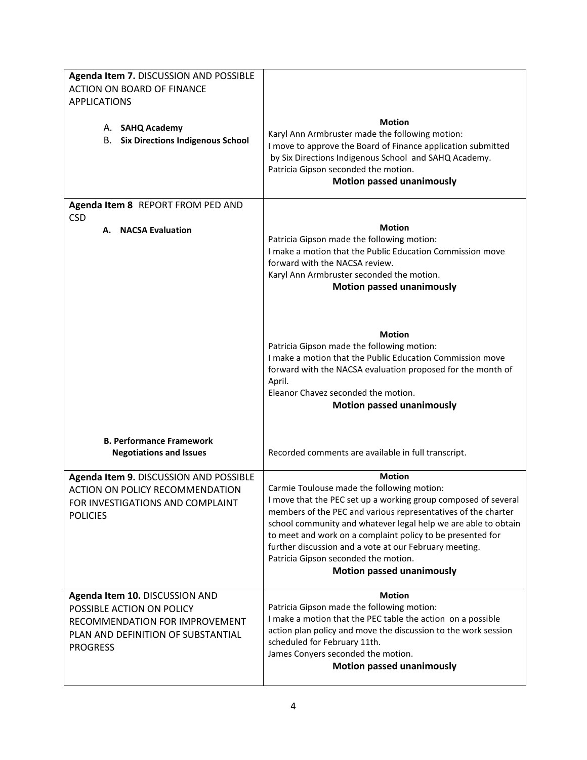| | |
|---|---|
| **Agenda Item 7.** DISCUSSION AND POSSIBLE ACTION ON BOARD OF FINANCE APPLICATIONS<br><br>A. **SAHQ Academy**<br>B. **Six Directions Indigenous School** | **Motion**<br>Karyl Ann Armbruster made the following motion:<br>I move to approve the Board of Finance application submitted by Six Directions Indigenous School and SAHQ Academy.<br>Patricia Gipson seconded the motion.<br>**Motion passed unanimously** |
| **Agenda Item 8** REPORT FROM PED AND CSD<br>**A. NACSA Evaluation** | **Motion**<br>Patricia Gipson made the following motion:<br>I make a motion that the Public Education Commission move forward with the NACSA review.<br>Karyl Ann Armbruster seconded the motion.<br>**Motion passed unanimously**<br><br>**Motion**<br>Patricia Gipson made the following motion:<br>I make a motion that the Public Education Commission move forward with the NACSA evaluation proposed for the month of April.<br>Eleanor Chavez seconded the motion.<br>**Motion passed unanimously** |
| **B. Performance Framework Negotiations and Issues** | Recorded comments are available in full transcript. |
| **Agenda Item 9.** DISCUSSION AND POSSIBLE ACTION ON POLICY RECOMMENDATION FOR INVESTIGATIONS AND COMPLAINT POLICIES | **Motion**<br>Carmie Toulouse made the following motion:<br>I move that the PEC set up a working group composed of several members of the PEC and various representatives of the charter school community and whatever legal help we are able to obtain to meet and work on a complaint policy to be presented for further discussion and a vote at our February meeting.<br>Patricia Gipson seconded the motion.<br>**Motion passed unanimously** |
| **Agenda Item 10.** DISCUSSION AND POSSIBLE ACTION ON POLICY RECOMMENDATION FOR IMPROVEMENT PLAN AND DEFINITION OF SUBSTANTIAL PROGRESS | **Motion**<br>Patricia Gipson made the following motion:<br>I make a motion that the PEC table the action on a possible action plan policy and move the discussion to the work session scheduled for February 11th.<br>James Conyers seconded the motion.<br>**Motion passed unanimously** |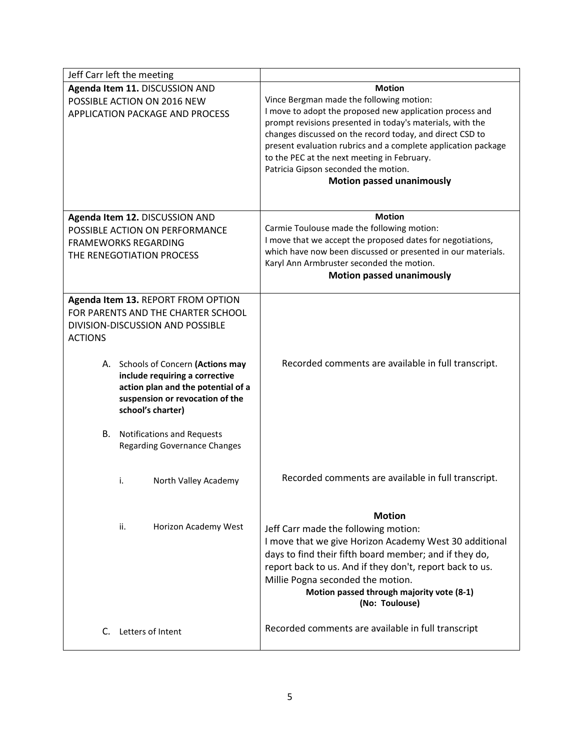| | |
|---|---|
| Jeff Carr left the meeting | |
| **Agenda Item 11.** DISCUSSION AND POSSIBLE ACTION ON 2016 NEW APPLICATION PACKAGE AND PROCESS | **Motion**<br>Vince Bergman made the following motion:<br>I move to adopt the proposed new application process and prompt revisions presented in today's materials, with the changes discussed on the record today, and direct CSD to present evaluation rubrics and a complete application package to the PEC at the next meeting in February.<br>Patricia Gipson seconded the motion.<br>**Motion passed unanimously** |
| **Agenda Item 12.** DISCUSSION AND POSSIBLE ACTION ON PERFORMANCE FRAMEWORKS REGARDING THE RENEGOTIATION PROCESS | **Motion**<br>Carmie Toulouse made the following motion:<br>I move that we accept the proposed dates for negotiations, which have now been discussed or presented in our materials.<br>Karyl Ann Armbruster seconded the motion.<br>**Motion passed unanimously** |
| **Agenda Item 13.** REPORT FROM OPTION FOR PARENTS AND THE CHARTER SCHOOL DIVISION-DISCUSSION AND POSSIBLE ACTIONS | |
| A. Schools of Concern **(Actions may include requiring a corrective action plan and the potential of a suspension or revocation of the school's charter)** | Recorded comments are available in full transcript. |
| B. Notifications and Requests Regarding Governance Changes | |
| i. North Valley Academy | Recorded comments are available in full transcript. |
| ii. Horizon Academy West | **Motion**<br>Jeff Carr made the following motion:<br>I move that we give Horizon Academy West 30 additional days to find their fifth board member; and if they do, report back to us. And if they don't, report back to us.<br>Millie Pogna seconded the motion.<br>**Motion passed through majority vote (8-1)**<br>**(No: Toulouse)** |
| C. Letters of Intent | Recorded comments are available in full transcript |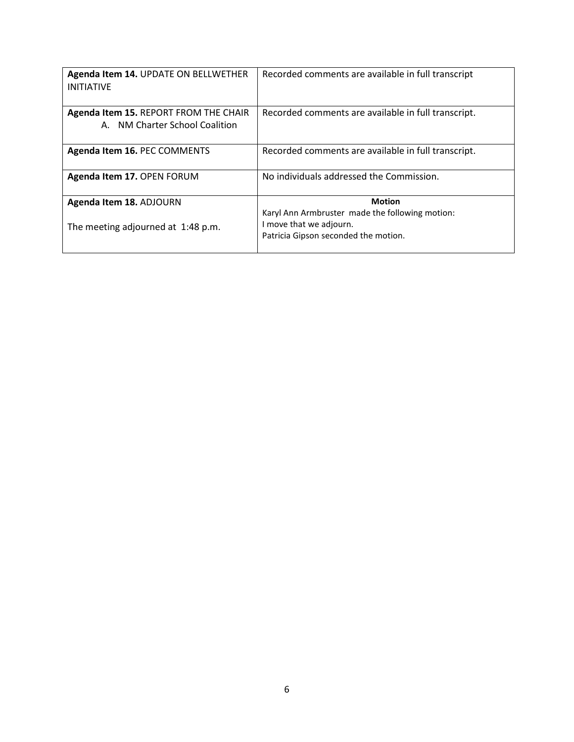| | |
|---|---|
| **Agenda Item 14.** UPDATE ON BELLWETHER INITIATIVE | Recorded comments are available in full transcript |
| **Agenda Item 15.** REPORT FROM THE CHAIR<br>A. NM Charter School Coalition | Recorded comments are available in full transcript. |
| **Agenda Item 16.** PEC COMMENTS | Recorded comments are available in full transcript. |
| **Agenda Item 17.** OPEN FORUM | No individuals addressed the Commission. |
| **Agenda Item 18.** ADJOURN<br><br>The meeting adjourned at 1:48 p.m. | **Motion**<br>Karyl Ann Armbruster made the following motion:<br>I move that we adjourn.<br>Patricia Gipson seconded the motion. |